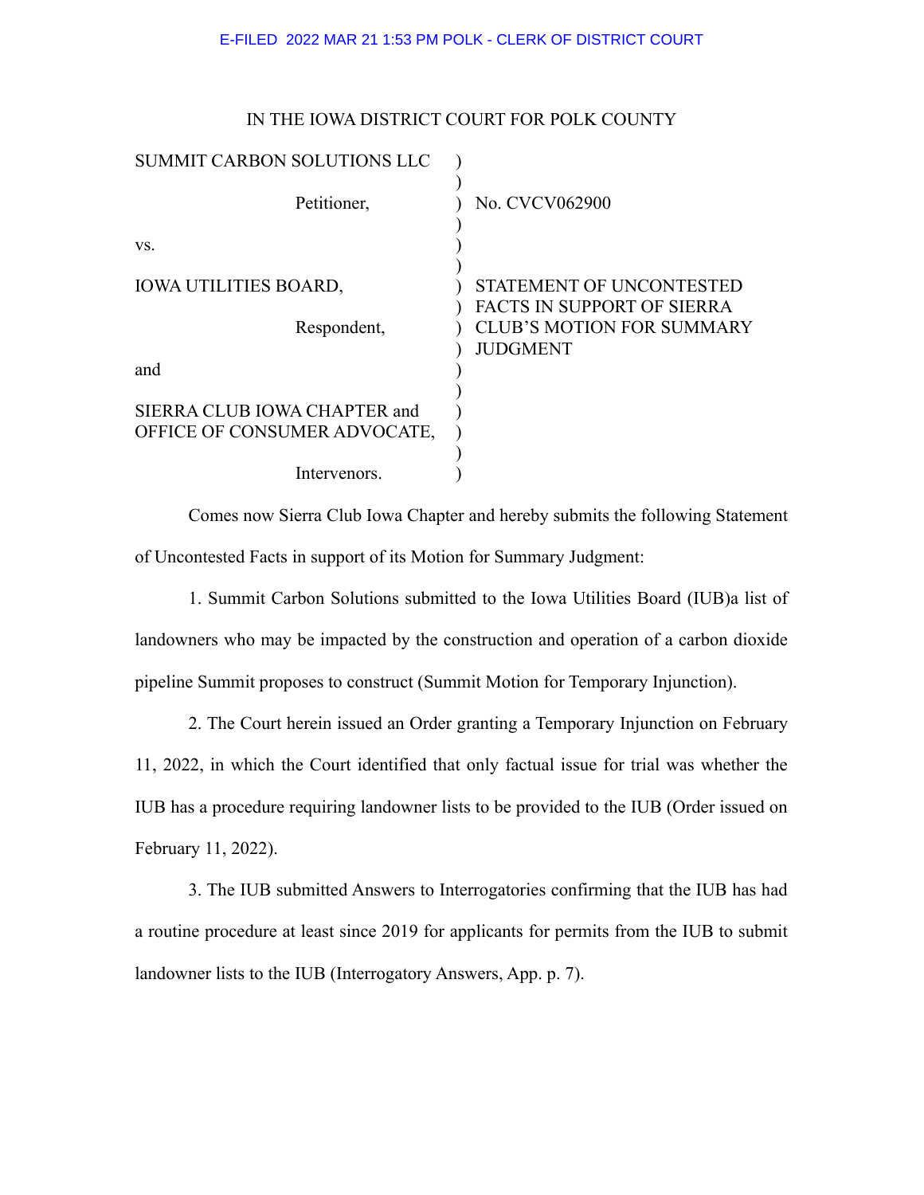E-FILED 2022 MAR 21 1:53 PM POLK - CLERK OF DISTRICT COURT

IN THE IOWA DISTRICT COURT FOR POLK COUNTY

| | | |
|---|---|---|
| SUMMIT CARBON SOLUTIONS LLC | ) | |
| | ) | |
| Petitioner, | ) | No. CVCV062900 |
| | ) | |
| vs. | ) | |
| | ) | |
| IOWA UTILITIES BOARD, | ) | STATEMENT OF UNCONTESTED FACTS IN SUPPORT OF SIERRA CLUB'S MOTION FOR SUMMARY JUDGMENT |
| | ) | |
| Respondent, | ) | |
| | ) | |
| and | ) | |
| | ) | |
| SIERRA CLUB IOWA CHAPTER and OFFICE OF CONSUMER ADVOCATE, | ) | |
| | ) | |
| Intervenors. | ) | |

Comes now Sierra Club Iowa Chapter and hereby submits the following Statement of Uncontested Facts in support of its Motion for Summary Judgment:

1. Summit Carbon Solutions submitted to the Iowa Utilities Board (IUB)a list of landowners who may be impacted by the construction and operation of a carbon dioxide pipeline Summit proposes to construct (Summit Motion for Temporary Injunction).

2. The Court herein issued an Order granting a Temporary Injunction on February 11, 2022, in which the Court identified that only factual issue for trial was whether the IUB has a procedure requiring landowner lists to be provided to the IUB (Order issued on February 11, 2022).

3. The IUB submitted Answers to Interrogatories confirming that the IUB has had a routine procedure at least since 2019 for applicants for permits from the IUB to submit landowner lists to the IUB (Interrogatory Answers, App. p. 7).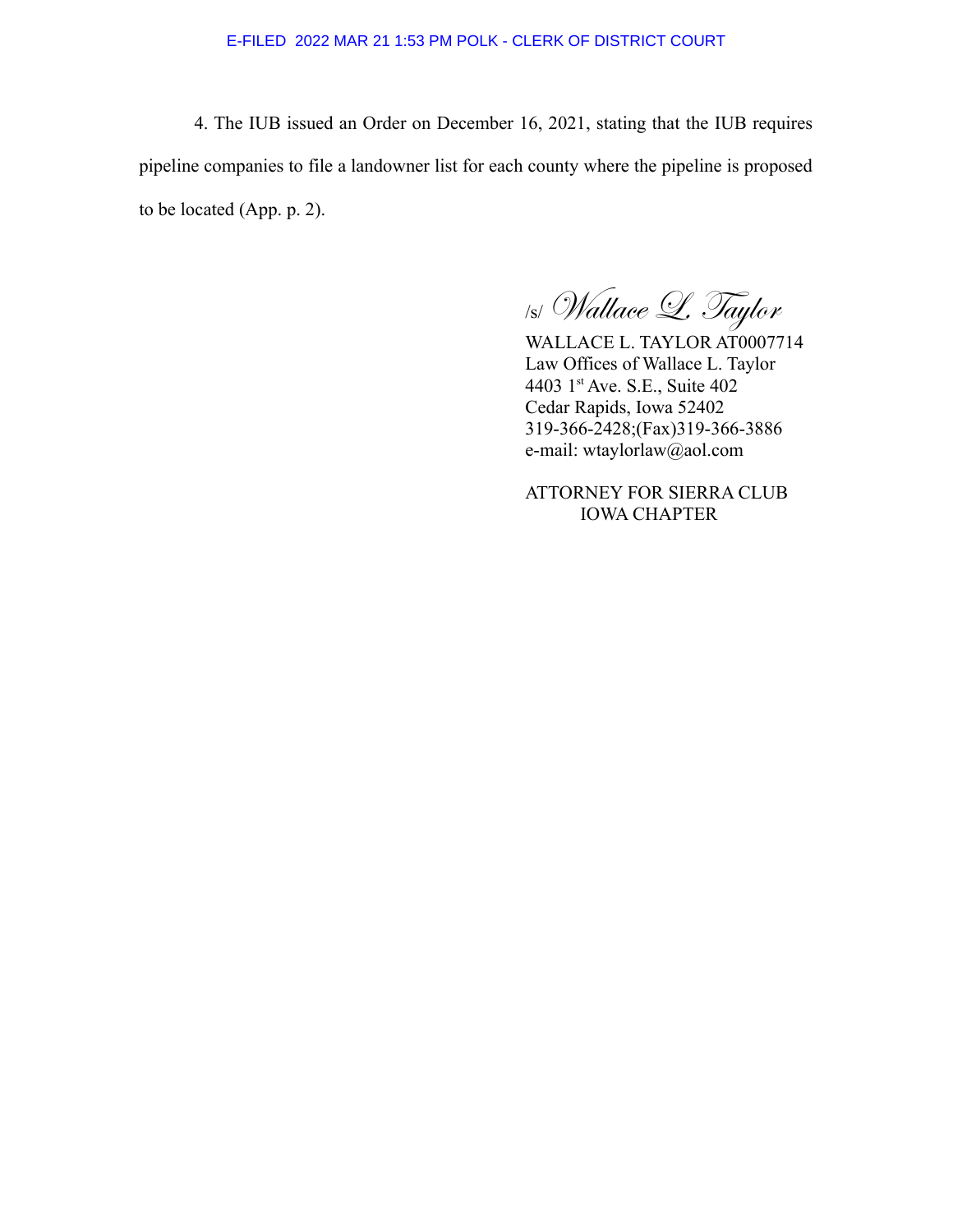4. The IUB issued an Order on December 16, 2021, stating that the IUB requires pipeline companies to file a landowner list for each county where the pipeline is proposed to be located (App. p. 2).

/s/ *Wallace L. Taylor*

WALLACE L. TAYLOR AT0007714
Law Offices of Wallace L. Taylor
4403 1st Ave. S.E., Suite 402
Cedar Rapids, Iowa 52402
319-366-2428;(Fax)319-366-3886
e-mail: wtaylorlaw@aol.com

ATTORNEY FOR SIERRA CLUB
IOWA CHAPTER